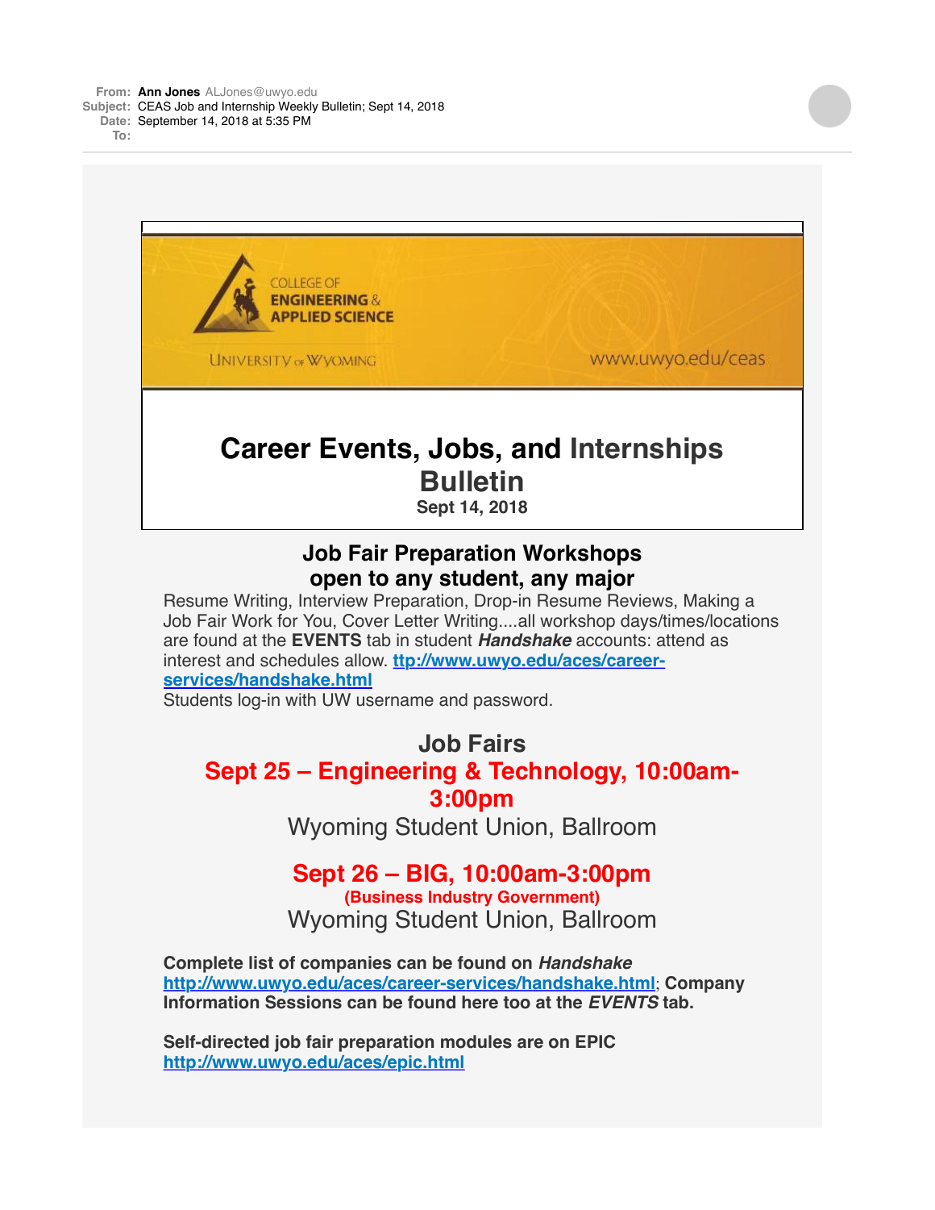**From:** **Ann Jones** ALJones@uwyo.edu
**Subject:** CEAS Job and Internship Weekly Bulletin; Sept 14, 2018
**Date:** September 14, 2018 at 5:35 PM
**To:**

COLLEGE OF ENGINEERING & APPLIED SCIENCE

UNIVERSITY OF WYOMING

www.uwyo.edu/ceas

# Career Events, Jobs, and Internships Bulletin

**Sept 14, 2018**

## Job Fair Preparation Workshops open to any student, any major

Resume Writing, Interview Preparation, Drop-in Resume Reviews, Making a Job Fair Work for You, Cover Letter Writing....all workshop days/times/locations are found at the **EVENTS** tab in student ***Handshake*** accounts: attend as interest and schedules allow. **ttp://www.uwyo.edu/aces/career-services/handshake.html**

Students log-in with UW username and password.

## Job Fairs

**Sept 25 – Engineering & Technology, 10:00am-3:00pm**

Wyoming Student Union, Ballroom

**Sept 26 – BIG, 10:00am-3:00pm**

**(Business Industry Government)**

Wyoming Student Union, Ballroom

**Complete list of companies can be found on *Handshake* http://www.uwyo.edu/aces/career-services/handshake.html; Company Information Sessions can be found here too at the *EVENTS* tab.**

**Self-directed job fair preparation modules are on EPIC http://www.uwyo.edu/aces/epic.html**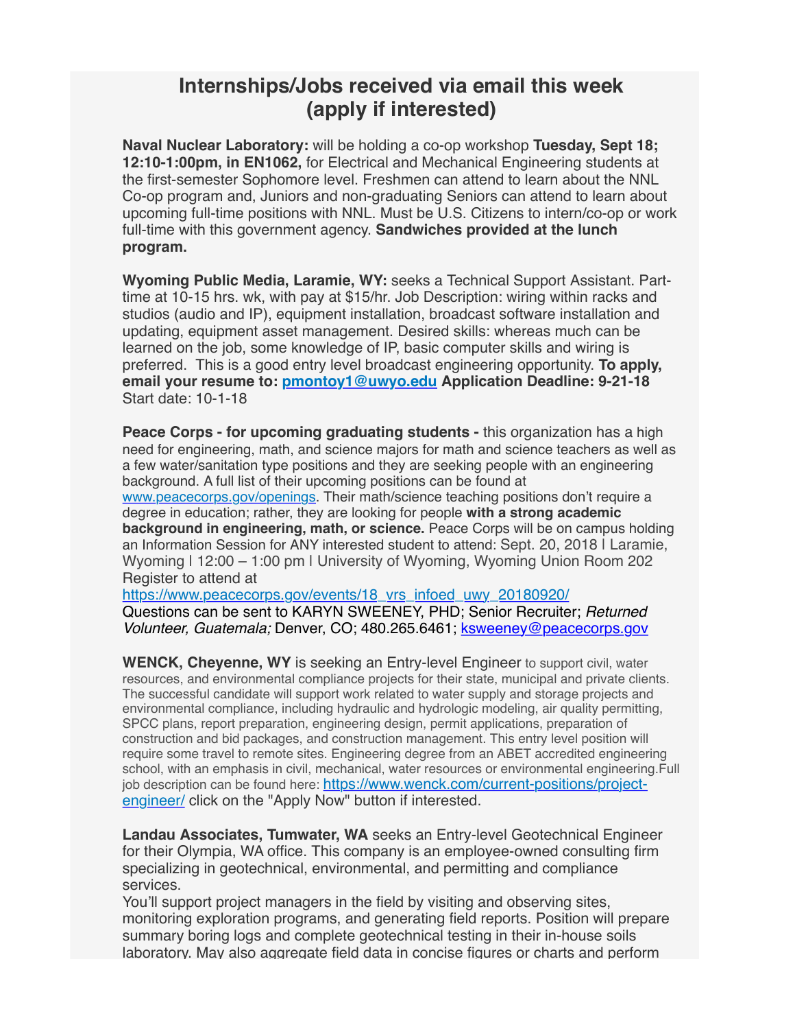# Internships/Jobs received via email this week (apply if interested)

**Naval Nuclear Laboratory:** will be holding a co-op workshop **Tuesday, Sept 18; 12:10-1:00pm, in EN1062,** for Electrical and Mechanical Engineering students at the first-semester Sophomore level. Freshmen can attend to learn about the NNL Co-op program and, Juniors and non-graduating Seniors can attend to learn about upcoming full-time positions with NNL. Must be U.S. Citizens to intern/co-op or work full-time with this government agency. **Sandwiches provided at the lunch program.**

**Wyoming Public Media, Laramie, WY:** seeks a Technical Support Assistant. Part-time at 10-15 hrs. wk, with pay at $15/hr. Job Description: wiring within racks and studios (audio and IP), equipment installation, broadcast software installation and updating, equipment asset management. Desired skills: whereas much can be learned on the job, some knowledge of IP, basic computer skills and wiring is preferred. This is a good entry level broadcast engineering opportunity. **To apply, email your resume to: [pmontoy1@uwyo.edu](mailto:pmontoy1@uwyo.edu) Application Deadline: 9-21-18** Start date: 10-1-18

**Peace Corps - for upcoming graduating students -** this organization has a high need for engineering, math, and science majors for math and science teachers as well as a few water/sanitation type positions and they are seeking people with an engineering background. A full list of their upcoming positions can be found at [www.peacecorps.gov/openings](http://www.peacecorps.gov/openings). Their math/science teaching positions don't require a degree in education; rather, they are looking for people **with a strong academic background in engineering, math, or science.** Peace Corps will be on campus holding an Information Session for ANY interested student to attend: Sept. 20, 2018 | Laramie, Wyoming | 12:00 – 1:00 pm | University of Wyoming, Wyoming Union Room 202 Register to attend at
[https://www.peacecorps.gov/events/18_vrs_infoed_uwy_20180920/](https://www.peacecorps.gov/events/18_vrs_infoed_uwy_20180920/)
Questions can be sent to KARYN SWEENEY, PHD; Senior Recruiter; *Returned Volunteer, Guatemala;* Denver, CO; 480.265.6461; [ksweeney@peacecorps.gov](mailto:ksweeney@peacecorps.gov)

**WENCK, Cheyenne, WY** is seeking an Entry-level Engineer to support civil, water resources, and environmental compliance projects for their state, municipal and private clients. The successful candidate will support work related to water supply and storage projects and environmental compliance, including hydraulic and hydrologic modeling, air quality permitting, SPCC plans, report preparation, engineering design, permit applications, preparation of construction and bid packages, and construction management. This entry level position will require some travel to remote sites. Engineering degree from an ABET accredited engineering school, with an emphasis in civil, mechanical, water resources or environmental engineering.Full job description can be found here: [https://www.wenck.com/current-positions/project-engineer/](https://www.wenck.com/current-positions/project-engineer/) click on the "Apply Now" button if interested.

**Landau Associates, Tumwater, WA** seeks an Entry-level Geotechnical Engineer for their Olympia, WA office. This company is an employee-owned consulting firm specializing in geotechnical, environmental, and permitting and compliance services.
You'll support project managers in the field by visiting and observing sites, monitoring exploration programs, and generating field reports. Position will prepare summary boring logs and complete geotechnical testing in their in-house soils laboratory. May also aggregate field data in concise figures or charts and perform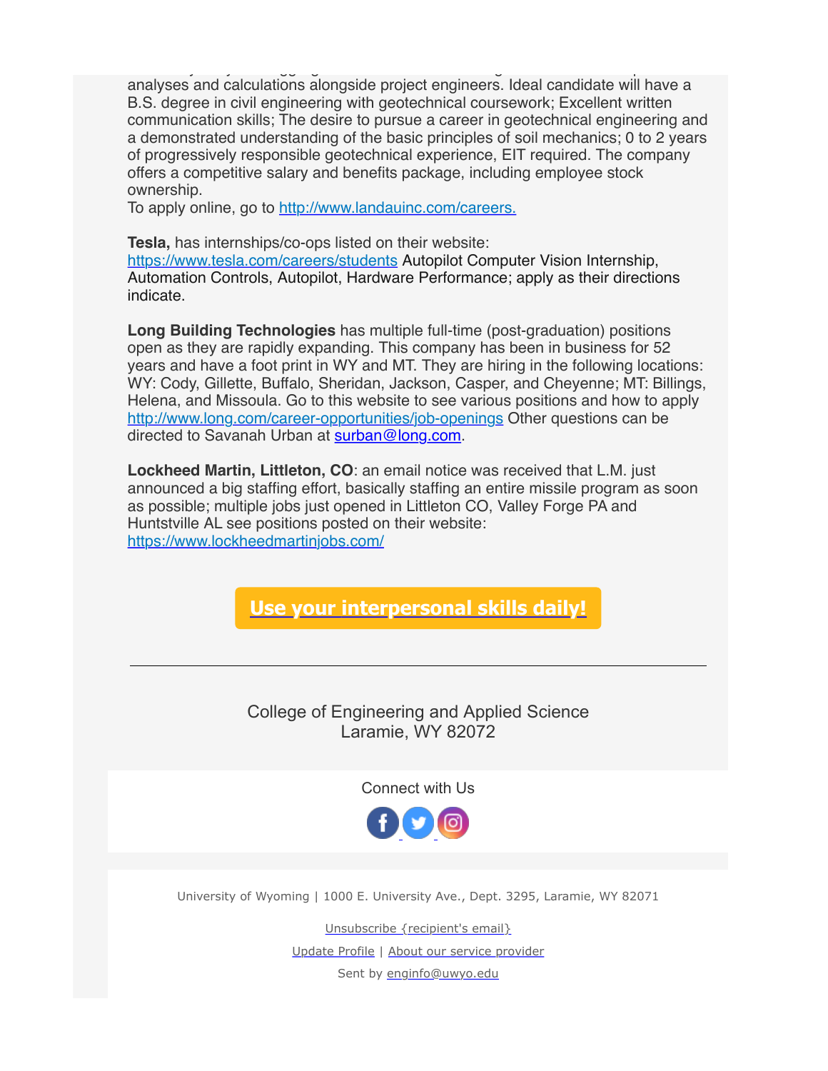analyses and calculations alongside project engineers. Ideal candidate will have a B.S. degree in civil engineering with geotechnical coursework; Excellent written communication skills; The desire to pursue a career in geotechnical engineering and a demonstrated understanding of the basic principles of soil mechanics; 0 to 2 years of progressively responsible geotechnical experience, EIT required. The company offers a competitive salary and benefits package, including employee stock ownership.
To apply online, go to [http://www.landauinc.com/careers.](http://www.landauinc.com/careers)

**Tesla,** has internships/co-ops listed on their website: [https://www.tesla.com/careers/students](https://www.tesla.com/careers/students) Autopilot Computer Vision Internship, Automation Controls, Autopilot, Hardware Performance; apply as their directions indicate.

**Long Building Technologies** has multiple full-time (post-graduation) positions open as they are rapidly expanding. This company has been in business for 52 years and have a foot print in WY and MT. They are hiring in the following locations: WY: Cody, Gillette, Buffalo, Sheridan, Jackson, Casper, and Cheyenne; MT: Billings, Helena, and Missoula. Go to this website to see various positions and how to apply [http://www.long.com/career-opportunities/job-openings](http://www.long.com/career-opportunities/job-openings) Other questions can be directed to Savanah Urban at [surban@long.com](mailto:surban@long.com).

**Lockheed Martin, Littleton, CO**: an email notice was received that L.M. just announced a big staffing effort, basically staffing an entire missile program as soon as possible; multiple jobs just opened in Littleton CO, Valley Forge PA and Huntstville AL see positions posted on their website: [https://www.lockheedmartinjobs.com/](https://www.lockheedmartinjobs.com/)

**Use your interpersonal skills daily!**

---

College of Engineering and Applied Science
Laramie, WY 82072

Connect with Us

University of Wyoming | 1000 E. University Ave., Dept. 3295, Laramie, WY 82071

Unsubscribe {recipient's email}

Update Profile | About our service provider

Sent by enginfo@uwyo.edu